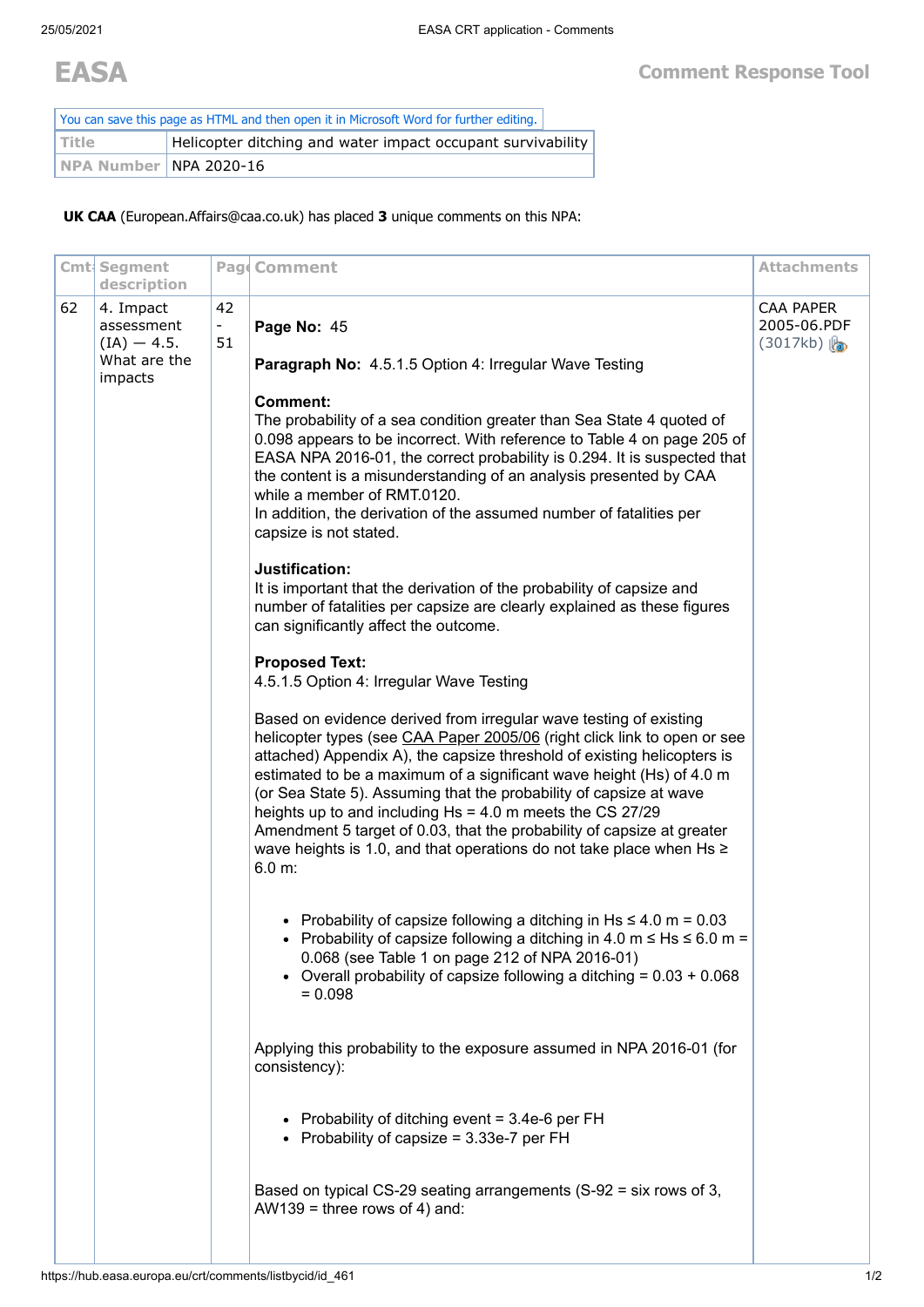# EASA

## Comment Response Tool

You can save this page as HTML and then open it in Microsoft Word for further editing.

| Title | Helicopter ditching and water impact occupant survivability |
|---|---|
| NPA Number | NPA 2020-16 |

**UK CAA** (European.Affairs@caa.co.uk) has placed **3** unique comments on this NPA:

| Cmt# | Segment description | Page | Comment | Attachments |
|---|---|---|---|---|
| 62 | 4. Impact assessment (IA) — 4.5. What are the impacts | 42 - 51 | **Page No:** 45<br><br>**Paragraph No:** 4.5.1.5 Option 4: Irregular Wave Testing<br><br>**Comment:**<br>The probability of a sea condition greater than Sea State 4 quoted of 0.098 appears to be incorrect. With reference to Table 4 on page 205 of EASA NPA 2016-01, the correct probability is 0.294. It is suspected that the content is a misunderstanding of an analysis presented by CAA while a member of RMT.0120.<br>In addition, the derivation of the assumed number of fatalities per capsize is not stated.<br><br>**Justification:**<br>It is important that the derivation of the probability of capsize and number of fatalities per capsize are clearly explained as these figures can significantly affect the outcome.<br><br>**Proposed Text:**<br>4.5.1.5 Option 4: Irregular Wave Testing<br><br>Based on evidence derived from irregular wave testing of existing helicopter types (see CAA Paper 2005/06 (right click link to open or see attached) Appendix A), the capsize threshold of existing helicopters is estimated to be a maximum of a significant wave height (Hs) of 4.0 m (or Sea State 5). Assuming that the probability of capsize at wave heights up to and including Hs = 4.0 m meets the CS 27/29 Amendment 5 target of 0.03, that the probability of capsize at greater wave heights is 1.0, and that operations do not take place when Hs ≥ 6.0 m:<br><br>• Probability of capsize following a ditching in Hs ≤ 4.0 m = 0.03<br>• Probability of capsize following a ditching in 4.0 m ≤ Hs ≤ 6.0 m = 0.068 (see Table 1 on page 212 of NPA 2016-01)<br>• Overall probability of capsize following a ditching = 0.03 + 0.068 = 0.098<br><br>Applying this probability to the exposure assumed in NPA 2016-01 (for consistency):<br><br>• Probability of ditching event = 3.4e-6 per FH<br>• Probability of capsize = 3.33e-7 per FH<br><br>Based on typical CS-29 seating arrangements (S-92 = six rows of 3, AW139 = three rows of 4) and: | CAA PAPER 2005-06.PDF (3017kb) |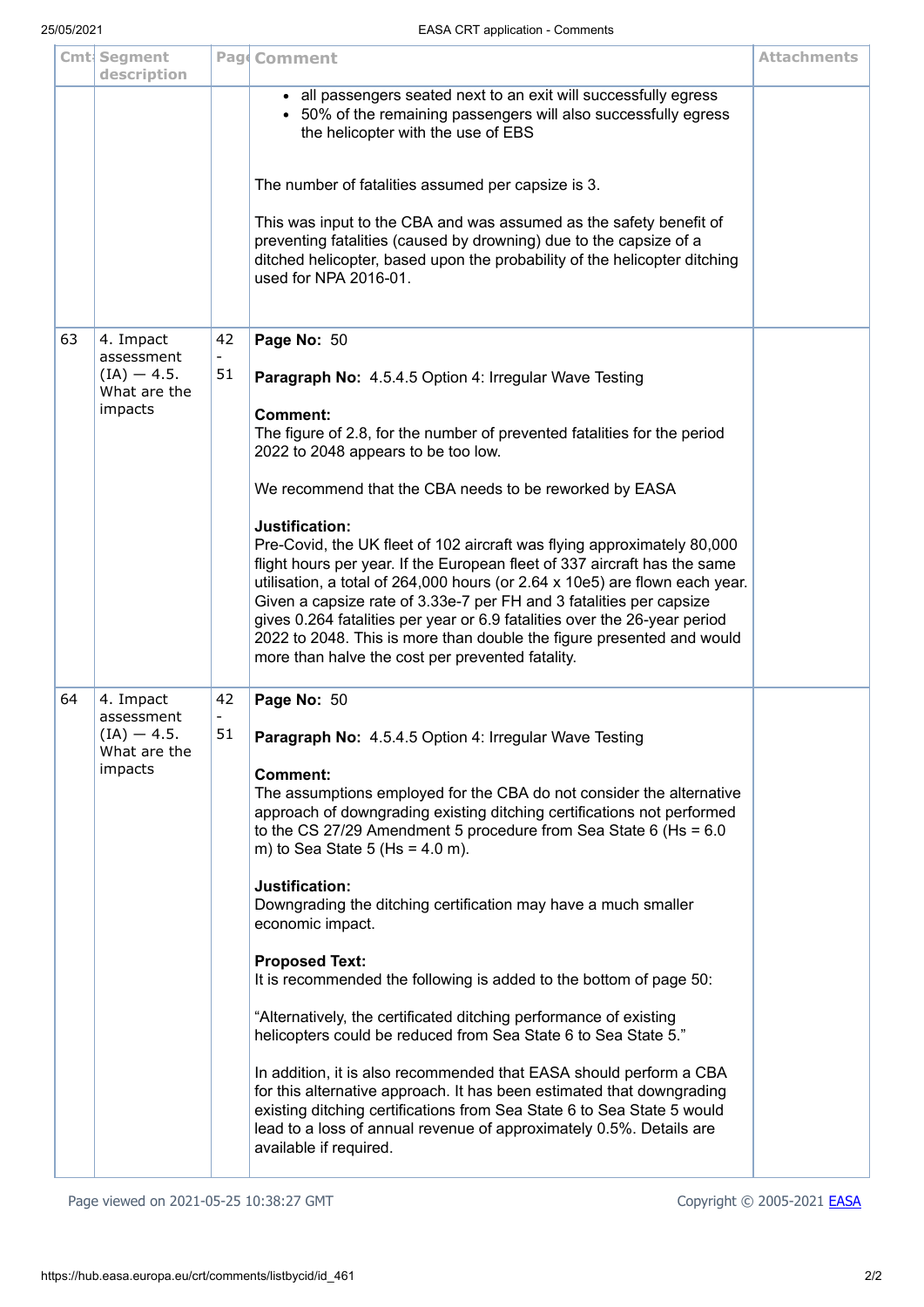| Cmt | Segment description | Page | Comment | Attachments |
|---|---|---|---|---|
| | | | • all passengers seated next to an exit will successfully egress<br>• 50% of the remaining passengers will also successfully egress the helicopter with the use of EBS<br><br>The number of fatalities assumed per capsize is 3.<br><br>This was input to the CBA and was assumed as the safety benefit of preventing fatalities (caused by drowning) due to the capsize of a ditched helicopter, based upon the probability of the helicopter ditching used for NPA 2016-01. | |
| 63 | 4. Impact assessment (IA) — 4.5. What are the impacts | 42 - 51 | **Page No:** 50<br><br>**Paragraph No:** 4.5.4.5 Option 4: Irregular Wave Testing<br><br>**Comment:**<br>The figure of 2.8, for the number of prevented fatalities for the period 2022 to 2048 appears to be too low.<br><br>We recommend that the CBA needs to be reworked by EASA<br><br>**Justification:**<br>Pre-Covid, the UK fleet of 102 aircraft was flying approximately 80,000 flight hours per year. If the European fleet of 337 aircraft has the same utilisation, a total of 264,000 hours (or 2.64 x 10e5) are flown each year. Given a capsize rate of 3.33e-7 per FH and 3 fatalities per capsize gives 0.264 fatalities per year or 6.9 fatalities over the 26-year period 2022 to 2048. This is more than double the figure presented and would more than halve the cost per prevented fatality. | |
| 64 | 4. Impact assessment (IA) — 4.5. What are the impacts | 42 - 51 | **Page No:** 50<br><br>**Paragraph No:** 4.5.4.5 Option 4: Irregular Wave Testing<br><br>**Comment:**<br>The assumptions employed for the CBA do not consider the alternative approach of downgrading existing ditching certifications not performed to the CS 27/29 Amendment 5 procedure from Sea State 6 (Hs = 6.0 m) to Sea State 5 (Hs = 4.0 m).<br><br>**Justification:**<br>Downgrading the ditching certification may have a much smaller economic impact.<br><br>**Proposed Text:**<br>It is recommended the following is added to the bottom of page 50:<br><br>"Alternatively, the certificated ditching performance of existing helicopters could be reduced from Sea State 6 to Sea State 5."<br><br>In addition, it is also recommended that EASA should perform a CBA for this alternative approach. It has been estimated that downgrading existing ditching certifications from Sea State 6 to Sea State 5 would lead to a loss of annual revenue of approximately 0.5%. Details are available if required. | |